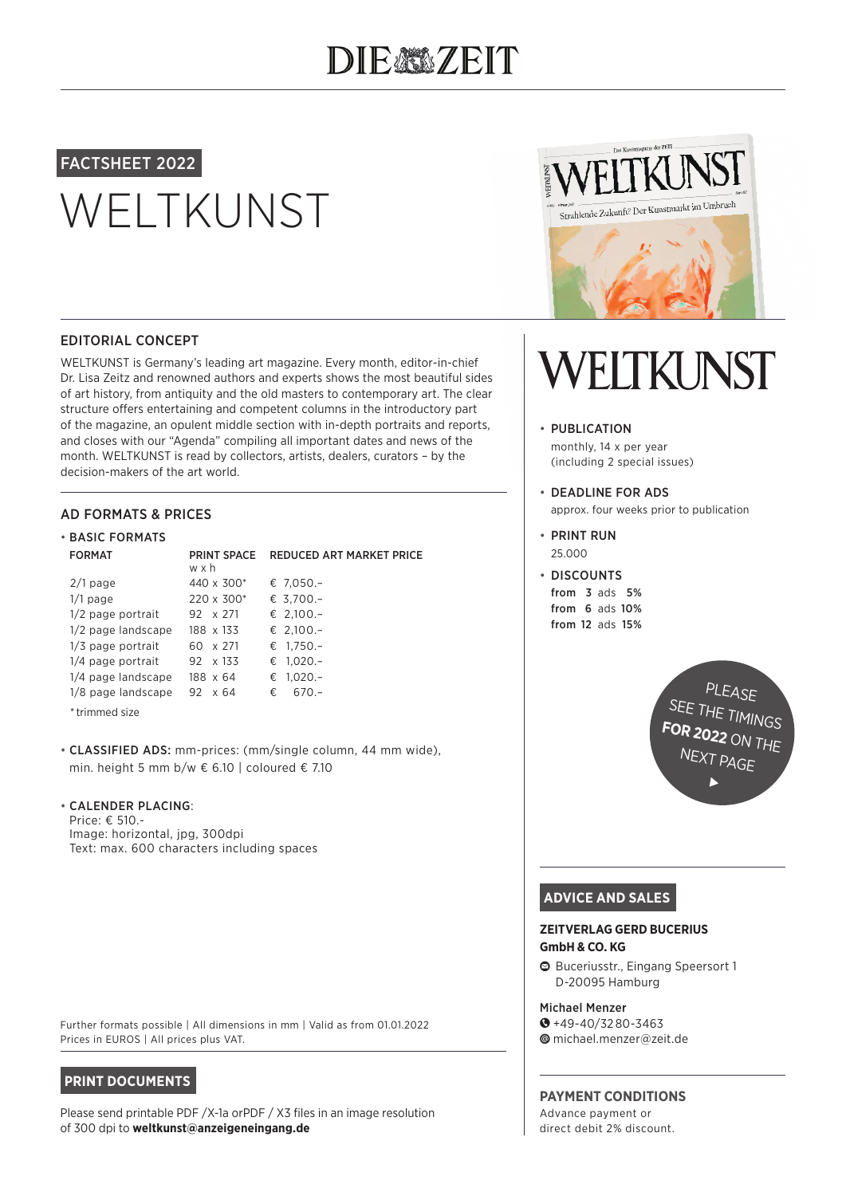# DIE ZEIT

FACTSHEET 2022

# WELTKUNST

## EDITORIAL CONCEPT

WELTKUNST is Germany's leading art magazine. Every month, editor-in-chief Dr. Lisa Zeitz and renowned authors and experts shows the most beautiful sides of art history, from antiquity and the old masters to contemporary art. The clear structure offers entertaining and competent columns in the introductory part of the magazine, an opulent middle section with in-depth portraits and reports, and closes with our "Agenda" compiling all important dates and news of the month. WELTKUNST is read by collectors, artists, dealers, curators – by the decision-makers of the art world.

## AD FORMATS & PRICES

- **BASIC FORMATS**

| FORMAT | PRINT SPACE w x h | REDUCED ART MARKET PRICE |
|---|---|---|
| 2/1 page | 440 x 300* | € 7,050.– |
| 1/1 page | 220 x 300* | € 3,700.– |
| 1/2 page portrait | 92 x 271 | € 2,100.– |
| 1/2 page landscape | 188 x 133 | € 2,100.– |
| 1/3 page portrait | 60 x 271 | € 1,750.– |
| 1/4 page portrait | 92 x 133 | € 1,020.– |
| 1/4 page landscape | 188 x 64 | € 1,020.– |
| 1/8 page landscape | 92 x 64 | € 670.– |

*trimmed size

- **CLASSIFIED ADS:** mm-prices: (mm/single column, 44 mm wide), min. height 5 mm b/w € 6.10 | coloured € 7.10

- **CALENDER PLACING**:
  Price: € 510.-
  Image: horizontal, jpg, 300dpi
  Text: max. 600 characters including spaces

Further formats possible | All dimensions in mm | Valid as from 01.01.2022
Prices in EUROS | All prices plus VAT.

## PRINT DOCUMENTS

Please send printable PDF /X-1a orPDF / X3 files in an image resolution of 300 dpi to **weltkunst@anzeigeneingang.de**

# WELTKUNST

- **PUBLICATION**
  monthly, 14 x per year (including 2 special issues)
- **DEADLINE FOR ADS**
  approx. four weeks prior to publication
- **PRINT RUN**
  25.000
- **DISCOUNTS**
  from 3 ads **5%**
  from 6 ads **10%**
  from 12 ads **15%**

PLEASE SEE THE TIMINGS **FOR 2022** ON THE NEXT PAGE ▸

## ADVICE AND SALES

**ZEITVERLAG GERD BUCERIUS GmbH & CO. KG**

Buceriusstr., Eingang Speersort 1
D-20095 Hamburg

**Michael Menzer**
+49-40/32 80-3463
michael.menzer@zeit.de

## PAYMENT CONDITIONS

Advance payment or direct debit 2% discount.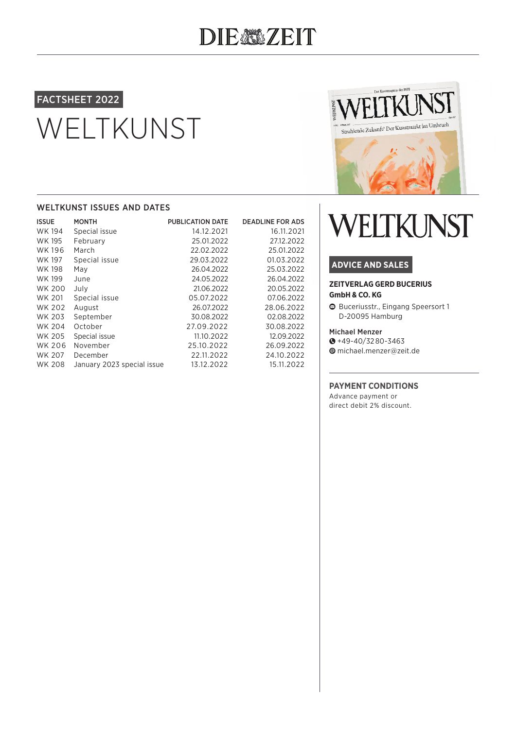DIE ZEIT

FACTSHEET 2022

# WELTKUNST

## WELTKUNST ISSUES AND DATES

| ISSUE | MONTH | PUBLICATION DATE | DEADLINE FOR ADS |
|---|---|---|---|
| WK 194 | Special issue | 14.12.2021 | 16.11.2021 |
| WK 195 | February | 25.01.2022 | 27.12.2022 |
| WK 196 | March | 22.02.2022 | 25.01.2022 |
| WK 197 | Special issue | 29.03.2022 | 01.03.2022 |
| WK 198 | May | 26.04.2022 | 25.03.2022 |
| WK 199 | June | 24.05.2022 | 26.04.2022 |
| WK 200 | July | 21.06.2022 | 20.05.2022 |
| WK 201 | Special issue | 05.07.2022 | 07.06.2022 |
| WK 202 | August | 26.07.2022 | 28.06.2022 |
| WK 203 | September | 30.08.2022 | 02.08.2022 |
| WK 204 | October | 27.09.2022 | 30.08.2022 |
| WK 205 | Special issue | 11.10.2022 | 12.09.2022 |
| WK 206 | November | 25.10.2022 | 26.09.2022 |
| WK 207 | December | 22.11.2022 | 24.10.2022 |
| WK 208 | January 2023 special issue | 13.12.2022 | 15.11.2022 |

WELTKUNST

## ADVICE AND SALES

**ZEITVERLAG GERD BUCERIUS GmbH & CO. KG**

Buceriusstr., Eingang Speersort 1
D-20095 Hamburg

Michael Menzer
+49-40/3280-3463
michael.menzer@zeit.de

## PAYMENT CONDITIONS

Advance payment or
direct debit 2% discount.